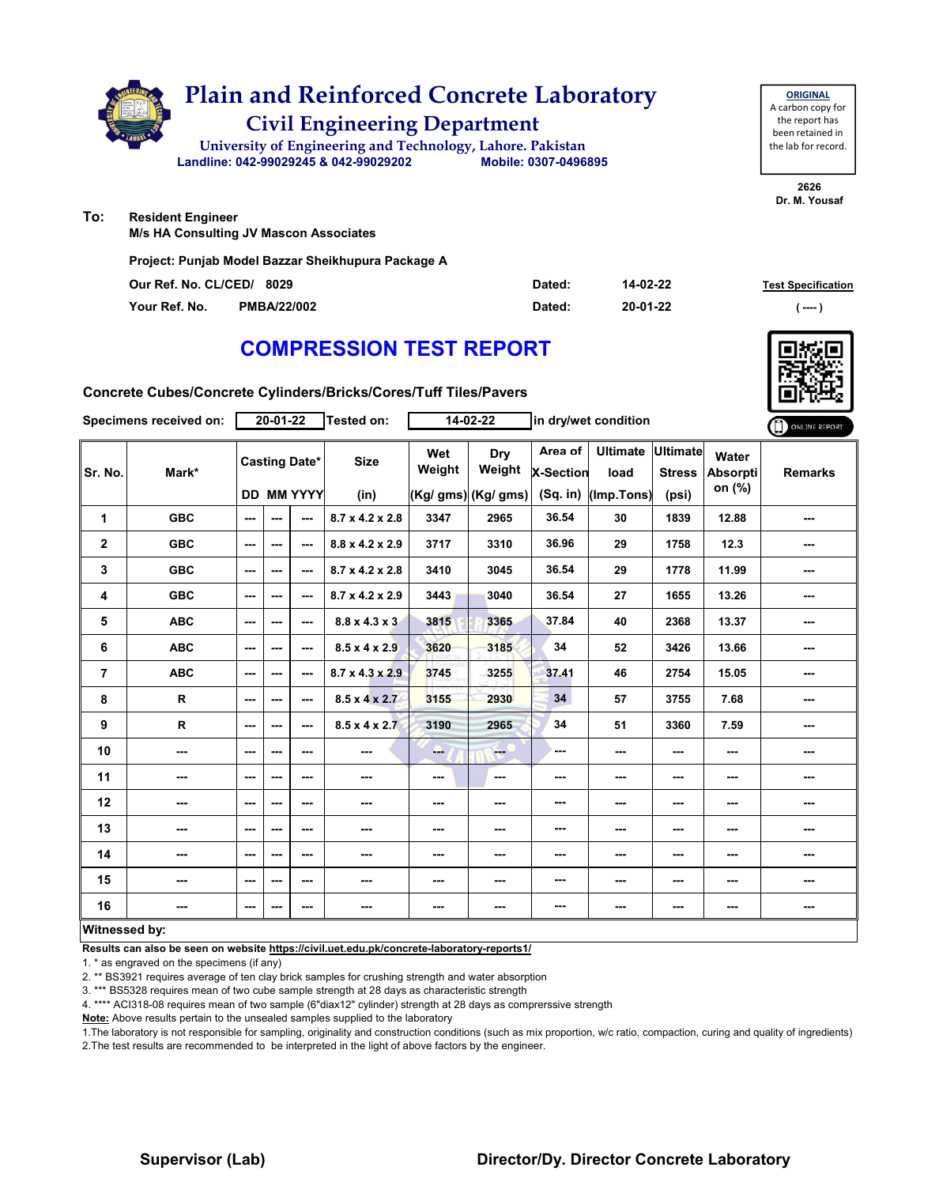# Plain and Reinforced Concrete Laboratory

## Civil Engineering Department

University of Engineering and Technology, Lahore. Pakistan

Landline: 042-99029245 & 042-99029202 Mobile: 0307-0496895

**ORIGINAL**
A carbon copy for the report has been retained in the lab for record.

2626
Dr. M. Yousaf

**To:** Resident Engineer
M/s HA Consulting JV Mascon Associates

Project: Punjab Model Bazzar Sheikhupura Package A

Our Ref. No. CL/CED/ 8029 Dated: 14-02-22

Your Ref. No. PMBA/22/002 Dated: 20-01-22

Test Specification ( ---- )

## COMPRESSION TEST REPORT

Concrete Cubes/Concrete Cylinders/Bricks/Cores/Tuff Tiles/Pavers

Specimens received on: 20-01-22 Tested on: 14-02-22 in dry/wet condition

| Sr. No. | Mark* | Casting Date* DD | MM | YYYY | Size (in) | Wet Weight (Kg/ gms) | Dry Weight (Kg/ gms) | Area of X-Section (Sq. in) | Ultimate load (Imp.Tons) | Ultimate Stress (psi) | Water Absorption (%) | Remarks |
|---|---|---|---|---|---|---|---|---|---|---|---|---|
| 1 | GBC | --- | --- | --- | 8.7 x 4.2 x 2.8 | 3347 | 2965 | 36.54 | 30 | 1839 | 12.88 | --- |
| 2 | GBC | --- | --- | --- | 8.8 x 4.2 x 2.9 | 3717 | 3310 | 36.96 | 29 | 1758 | 12.3 | --- |
| 3 | GBC | --- | --- | --- | 8.7 x 4.2 x 2.8 | 3410 | 3045 | 36.54 | 29 | 1778 | 11.99 | --- |
| 4 | GBC | --- | --- | --- | 8.7 x 4.2 x 2.9 | 3443 | 3040 | 36.54 | 27 | 1655 | 13.26 | --- |
| 5 | ABC | --- | --- | --- | 8.8 x 4.3 x 3 | 3815 | 3365 | 37.84 | 40 | 2368 | 13.37 | --- |
| 6 | ABC | --- | --- | --- | 8.5 x 4 x 2.9 | 3620 | 3185 | 34 | 52 | 3426 | 13.66 | --- |
| 7 | ABC | --- | --- | --- | 8.7 x 4.3 x 2.9 | 3745 | 3255 | 37.41 | 46 | 2754 | 15.05 | --- |
| 8 | R | --- | --- | --- | 8.5 x 4 x 2.7 | 3155 | 2930 | 34 | 57 | 3755 | 7.68 | --- |
| 9 | R | --- | --- | --- | 8.5 x 4 x 2.7 | 3190 | 2965 | 34 | 51 | 3360 | 7.59 | --- |
| 10 | --- | --- | --- | --- | --- | --- | --- | --- | --- | --- | --- | --- |
| 11 | --- | --- | --- | --- | --- | --- | --- | --- | --- | --- | --- | --- |
| 12 | --- | --- | --- | --- | --- | --- | --- | --- | --- | --- | --- | --- |
| 13 | --- | --- | --- | --- | --- | --- | --- | --- | --- | --- | --- | --- |
| 14 | --- | --- | --- | --- | --- | --- | --- | --- | --- | --- | --- | --- |
| 15 | --- | --- | --- | --- | --- | --- | --- | --- | --- | --- | --- | --- |
| 16 | --- | --- | --- | --- | --- | --- | --- | --- | --- | --- | --- | --- |

**Witnessed by:**

**Results can also be seen on website https://civil.uet.edu.pk/concrete-laboratory-reports1/**

1. * as engraved on the specimens (if any)
2. ** BS3921 requires average of ten clay brick samples for crushing strength and water absorption
3. *** BS5328 requires mean of two cube sample strength at 28 days as characteristic strength
4. **** ACI318-08 requires mean of two sample (6"diax12" cylinder) strength at 28 days as comprerssive strength

**Note:** Above results pertain to the unsealed samples supplied to the laboratory

1.The laboratory is not responsible for sampling, originality and construction conditions (such as mix proportion, w/c ratio, compaction, curing and quality of ingredients)
2.The test results are recommended to be interpreted in the light of above factors by the engineer.

**Supervisor (Lab)** **Director/Dy. Director Concrete Laboratory**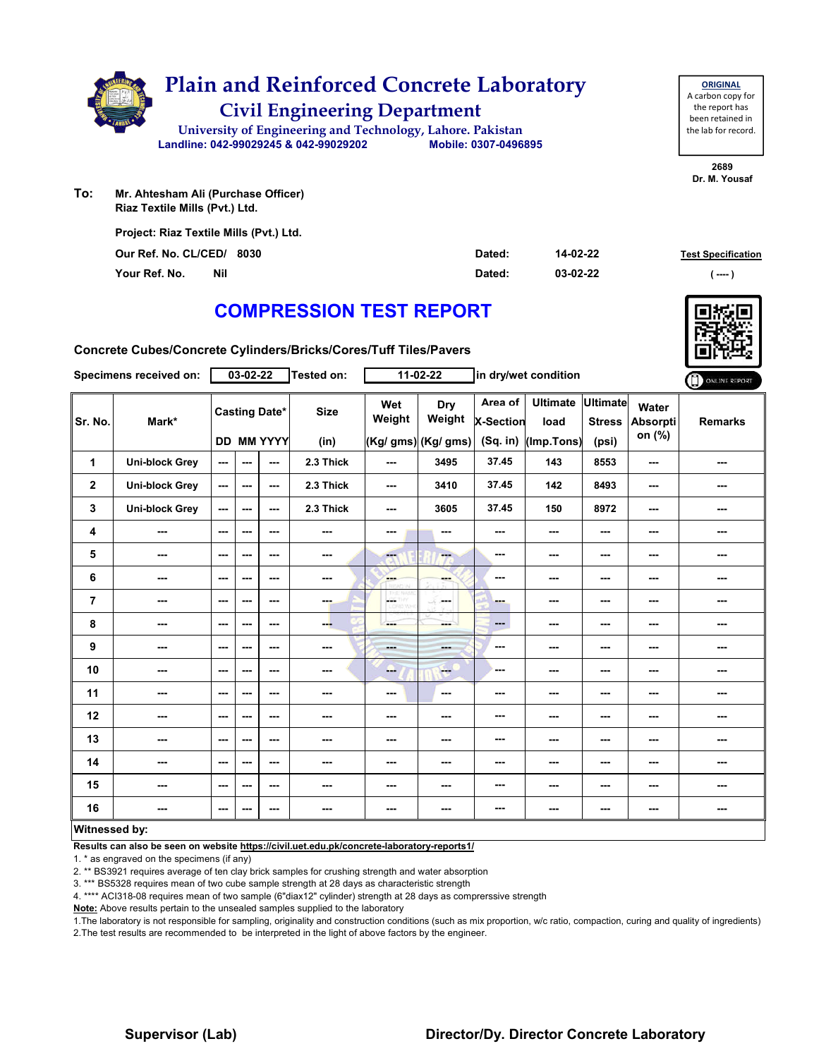# Plain and Reinforced Concrete Laboratory

## Civil Engineering Department

University of Engineering and Technology, Lahore. Pakistan

Landline: 042-99029245 & 042-99029202 Mobile: 0307-0496895

**ORIGINAL**
A carbon copy for the report has been retained in the lab for record.

2689
Dr. M. Yousaf

**To:** Mr. Ahtesham Ali (Purchase Officer)
Riaz Textile Mills (Pvt.) Ltd.

Project: Riaz Textile Mills (Pvt.) Ltd.

Our Ref. No. CL/CED/ 8030 Dated: 14-02-22

Your Ref. No. Nil Dated: 03-02-22

Test Specification
( ---- )

# COMPRESSION TEST REPORT

**Concrete Cubes/Concrete Cylinders/Bricks/Cores/Tuff Tiles/Pavers**

**Specimens received on:** 03-02-22 **Tested on:** 11-02-22 in dry/wet condition

| Sr. No. | Mark* | Casting Date* | | | Size | Wet Weight | Dry Weight | Area of X-Section | Ultimate load | Ultimate Stress | Water Absorption (%) | Remarks |
|---|---|---|---|---|---|---|---|---|---|---|---|---|
| | | DD | MM | YYYY | (in) | (Kg/ gms) | (Kg/ gms) | (Sq. in) | (Imp.Tons) | (psi) | | |
| 1 | Uni-block Grey | --- | --- | --- | 2.3 Thick | --- | 3495 | 37.45 | 143 | 8553 | --- | --- |
| 2 | Uni-block Grey | --- | --- | --- | 2.3 Thick | --- | 3410 | 37.45 | 142 | 8493 | --- | --- |
| 3 | Uni-block Grey | --- | --- | --- | 2.3 Thick | --- | 3605 | 37.45 | 150 | 8972 | --- | --- |
| 4 | --- | --- | --- | --- | --- | --- | --- | --- | --- | --- | --- | --- |
| 5 | --- | --- | --- | --- | --- | --- | --- | --- | --- | --- | --- | --- |
| 6 | --- | --- | --- | --- | --- | --- | --- | --- | --- | --- | --- | --- |
| 7 | --- | --- | --- | --- | --- | --- | --- | --- | --- | --- | --- | --- |
| 8 | --- | --- | --- | --- | --- | --- | --- | --- | --- | --- | --- | --- |
| 9 | --- | --- | --- | --- | --- | --- | --- | --- | --- | --- | --- | --- |
| 10 | --- | --- | --- | --- | --- | --- | --- | --- | --- | --- | --- | --- |
| 11 | --- | --- | --- | --- | --- | --- | --- | --- | --- | --- | --- | --- |
| 12 | --- | --- | --- | --- | --- | --- | --- | --- | --- | --- | --- | --- |
| 13 | --- | --- | --- | --- | --- | --- | --- | --- | --- | --- | --- | --- |
| 14 | --- | --- | --- | --- | --- | --- | --- | --- | --- | --- | --- | --- |
| 15 | --- | --- | --- | --- | --- | --- | --- | --- | --- | --- | --- | --- |
| 16 | --- | --- | --- | --- | --- | --- | --- | --- | --- | --- | --- | --- |

**Witnessed by:**

**Results can also be seen on website https://civil.uet.edu.pk/concrete-laboratory-reports1/**

1. * as engraved on the specimens (if any)
2. ** BS3921 requires average of ten clay brick samples for crushing strength and water absorption
3. *** BS5328 requires mean of two cube sample strength at 28 days as characteristic strength
4. **** ACI318-08 requires mean of two sample (6"diax12" cylinder) strength at 28 days as comprerssive strength

**Note:** Above results pertain to the unsealed samples supplied to the laboratory

1.The laboratory is not responsible for sampling, originality and construction conditions (such as mix proportion, w/c ratio, compaction, curing and quality of ingredients)
2.The test results are recommended to be interpreted in the light of above factors by the engineer.

**Supervisor (Lab)** **Director/Dy. Director Concrete Laboratory**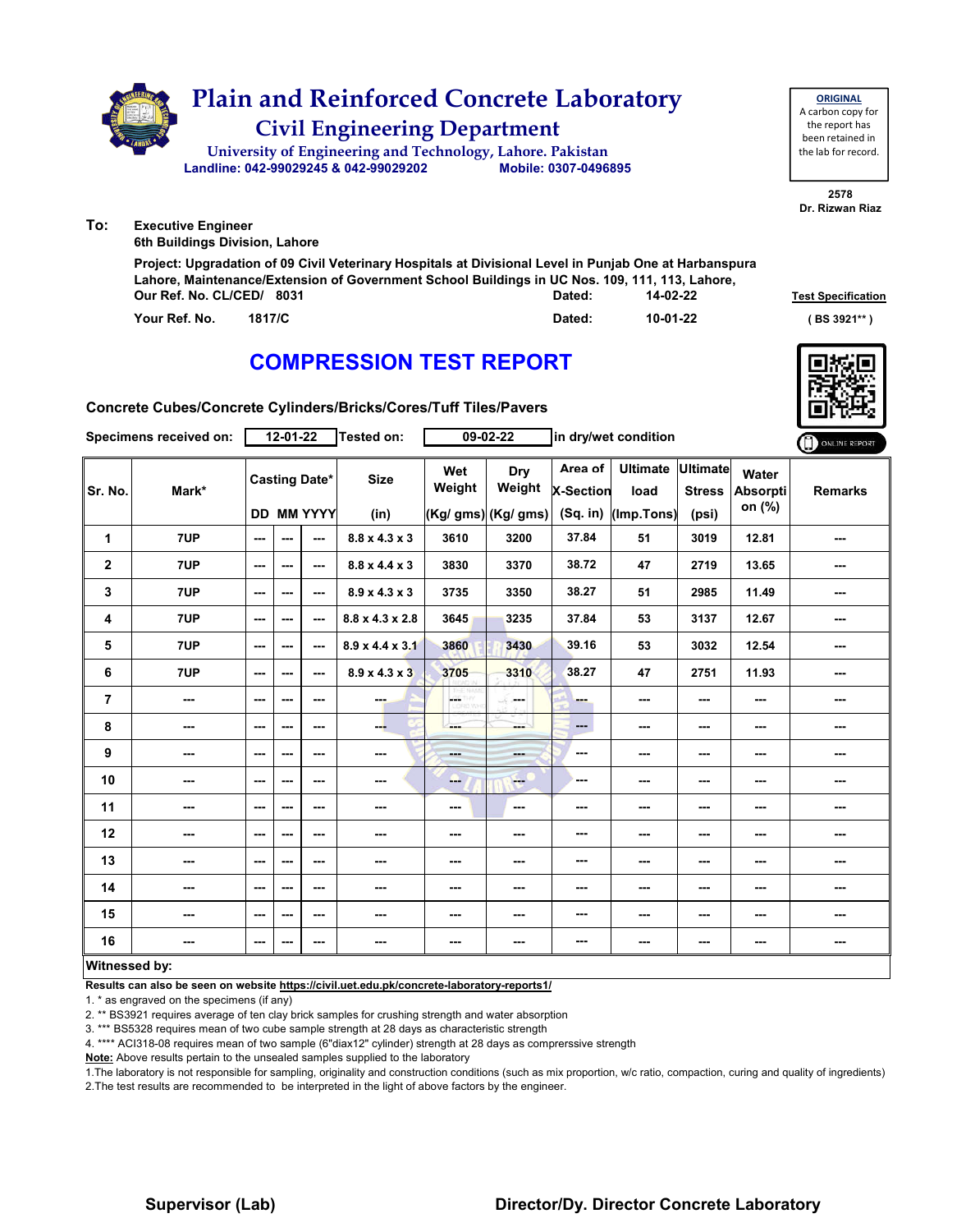# Plain and Reinforced Concrete Laboratory

## Civil Engineering Department

University of Engineering and Technology, Lahore. Pakistan

Landline: 042-99029245 & 042-99029202 Mobile: 0307-0496895

**ORIGINAL**
A carbon copy for the report has been retained in the lab for record.

2578
Dr. Rizwan Riaz

**To:** Executive Engineer
6th Buildings Division, Lahore

Project: Upgradation of 09 Civil Veterinary Hospitals at Divisional Level in Punjab One at Harbanspura Lahore, Maintenance/Extension of Government School Buildings in UC Nos. 109, 111, 113, Lahore,

Our Ref. No. CL/CED/ 8031 Dated: 14-02-22

Your Ref. No. 1817/C Dated: 10-01-22

Test Specification ( BS 3921** )

# COMPRESSION TEST REPORT

Concrete Cubes/Concrete Cylinders/Bricks/Cores/Tuff Tiles/Pavers

Specimens received on: 12-01-22 Tested on: 09-02-22 in dry/wet condition

ONLINE REPORT

| Sr. No. | Mark* | Casting Date* | | | Size | Wet Weight | Dry Weight | Area of X-Section | Ultimate load | Ultimate Stress | Water Absorption (%) | Remarks |
|---|---|---|---|---|---|---|---|---|---|---|---|---|
| | | DD | MM | YYYY | (in) | (Kg/ gms) | (Kg/ gms) | (Sq. in) | (Imp.Tons) | (psi) | | |
| 1 | 7UP | --- | --- | --- | 8.8 x 4.3 x 3 | 3610 | 3200 | 37.84 | 51 | 3019 | 12.81 | --- |
| 2 | 7UP | --- | --- | --- | 8.8 x 4.4 x 3 | 3830 | 3370 | 38.72 | 47 | 2719 | 13.65 | --- |
| 3 | 7UP | --- | --- | --- | 8.9 x 4.3 x 3 | 3735 | 3350 | 38.27 | 51 | 2985 | 11.49 | --- |
| 4 | 7UP | --- | --- | --- | 8.8 x 4.3 x 2.8 | 3645 | 3235 | 37.84 | 53 | 3137 | 12.67 | --- |
| 5 | 7UP | --- | --- | --- | 8.9 x 4.4 x 3.1 | 3860 | 3430 | 39.16 | 53 | 3032 | 12.54 | --- |
| 6 | 7UP | --- | --- | --- | 8.9 x 4.3 x 3 | 3705 | 3310 | 38.27 | 47 | 2751 | 11.93 | --- |
| 7 | --- | --- | --- | --- | --- | --- | --- | --- | --- | --- | --- | --- |
| 8 | --- | --- | --- | --- | --- | --- | --- | --- | --- | --- | --- | --- |
| 9 | --- | --- | --- | --- | --- | --- | --- | --- | --- | --- | --- | --- |
| 10 | --- | --- | --- | --- | --- | --- | --- | --- | --- | --- | --- | --- |
| 11 | --- | --- | --- | --- | --- | --- | --- | --- | --- | --- | --- | --- |
| 12 | --- | --- | --- | --- | --- | --- | --- | --- | --- | --- | --- | --- |
| 13 | --- | --- | --- | --- | --- | --- | --- | --- | --- | --- | --- | --- |
| 14 | --- | --- | --- | --- | --- | --- | --- | --- | --- | --- | --- | --- |
| 15 | --- | --- | --- | --- | --- | --- | --- | --- | --- | --- | --- | --- |
| 16 | --- | --- | --- | --- | --- | --- | --- | --- | --- | --- | --- | --- |

**Witnessed by:**

**Results can also be seen on website https://civil.uet.edu.pk/concrete-laboratory-reports1/**

1. * as engraved on the specimens (if any)
2. ** BS3921 requires average of ten clay brick samples for crushing strength and water absorption
3. *** BS5328 requires mean of two cube sample strength at 28 days as characteristic strength
4. **** ACI318-08 requires mean of two sample (6"diax12" cylinder) strength at 28 days as comprerssive strength

**Note:** Above results pertain to the unsealed samples supplied to the laboratory

1.The laboratory is not responsible for sampling, originality and construction conditions (such as mix proportion, w/c ratio, compaction, curing and quality of ingredients)
2.The test results are recommended to be interpreted in the light of above factors by the engineer.

**Supervisor (Lab)** **Director/Dy. Director Concrete Laboratory**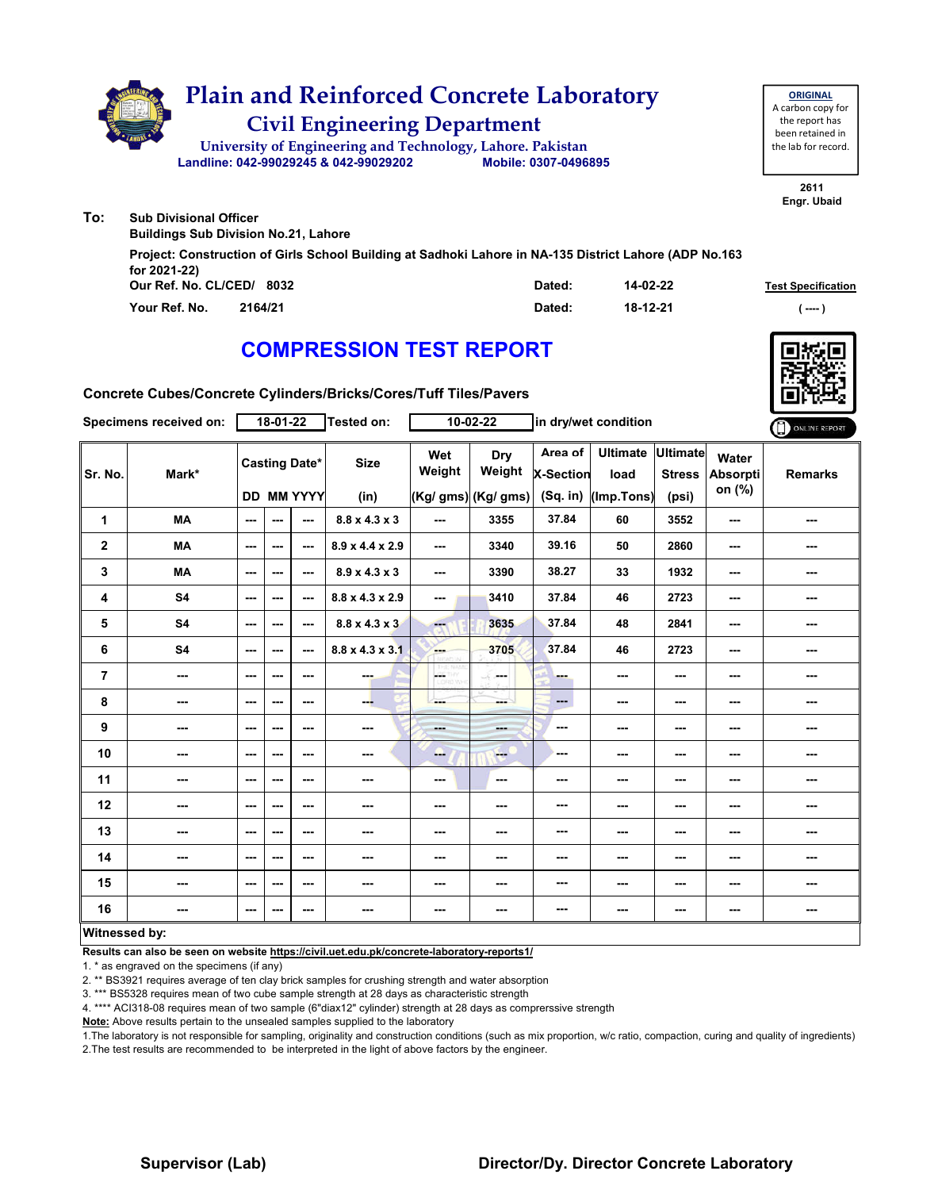# Plain and Reinforced Concrete Laboratory

## Civil Engineering Department

University of Engineering and Technology, Lahore. Pakistan

Landline: 042-99029245 & 042-99029202 Mobile: 0307-0496895

**ORIGINAL**
A carbon copy for the report has been retained in the lab for record.

2611
Engr. Ubaid

**To:** Sub Divisional Officer
Buildings Sub Division No.21, Lahore

Project: Construction of Girls School Building at Sadhoki Lahore in NA-135 District Lahore (ADP No.163 for 2021-22)

| | | | |
|---|---|---|---|
| Our Ref. No. CL/CED/ 8032 | Dated: | 14-02-22 | Test Specification |
| Your Ref. No. 2164/21 | Dated: | 18-12-21 | ( ---- ) |

## COMPRESSION TEST REPORT

Concrete Cubes/Concrete Cylinders/Bricks/Cores/Tuff Tiles/Pavers

Specimens received on: 18-01-22 Tested on: 10-02-22 in dry/wet condition

ONLINE REPORT

| Sr. No. | Mark* | Casting Date* DD | MM | YYYY | Size (in) | Wet Weight (Kg/ gms) | Dry Weight (Kg/ gms) | Area of X-Section (Sq. in) | Ultimate load (Imp.Tons) | Ultimate Stress (psi) | Water Absorption (%) | Remarks |
|---|---|---|---|---|---|---|---|---|---|---|---|---|
| 1 | MA | --- | --- | --- | 8.8 x 4.3 x 3 | --- | 3355 | 37.84 | 60 | 3552 | --- | --- |
| 2 | MA | --- | --- | --- | 8.9 x 4.4 x 2.9 | --- | 3340 | 39.16 | 50 | 2860 | --- | --- |
| 3 | MA | --- | --- | --- | 8.9 x 4.3 x 3 | --- | 3390 | 38.27 | 33 | 1932 | --- | --- |
| 4 | S4 | --- | --- | --- | 8.8 x 4.3 x 2.9 | --- | 3410 | 37.84 | 46 | 2723 | --- | --- |
| 5 | S4 | --- | --- | --- | 8.8 x 4.3 x 3 | --- | 3635 | 37.84 | 48 | 2841 | --- | --- |
| 6 | S4 | --- | --- | --- | 8.8 x 4.3 x 3.1 | --- | 3705 | 37.84 | 46 | 2723 | --- | --- |
| 7 | --- | --- | --- | --- | --- | --- | --- | --- | --- | --- | --- | --- |
| 8 | --- | --- | --- | --- | --- | --- | --- | --- | --- | --- | --- | --- |
| 9 | --- | --- | --- | --- | --- | --- | --- | --- | --- | --- | --- | --- |
| 10 | --- | --- | --- | --- | --- | --- | --- | --- | --- | --- | --- | --- |
| 11 | --- | --- | --- | --- | --- | --- | --- | --- | --- | --- | --- | --- |
| 12 | --- | --- | --- | --- | --- | --- | --- | --- | --- | --- | --- | --- |
| 13 | --- | --- | --- | --- | --- | --- | --- | --- | --- | --- | --- | --- |
| 14 | --- | --- | --- | --- | --- | --- | --- | --- | --- | --- | --- | --- |
| 15 | --- | --- | --- | --- | --- | --- | --- | --- | --- | --- | --- | --- |
| 16 | --- | --- | --- | --- | --- | --- | --- | --- | --- | --- | --- | --- |

**Witnessed by:**

**Results can also be seen on website https://civil.uet.edu.pk/concrete-laboratory-reports1/**

1. * as engraved on the specimens (if any)
2. ** BS3921 requires average of ten clay brick samples for crushing strength and water absorption
3. *** BS5328 requires mean of two cube sample strength at 28 days as characteristic strength
4. **** ACI318-08 requires mean of two sample (6"diax12" cylinder) strength at 28 days as comprerssive strength

**Note:** Above results pertain to the unsealed samples supplied to the laboratory

1.The laboratory is not responsible for sampling, originality and construction conditions (such as mix proportion, w/c ratio, compaction, curing and quality of ingredients)
2.The test results are recommended to be interpreted in the light of above factors by the engineer.

**Supervisor (Lab)** **Director/Dy. Director Concrete Laboratory**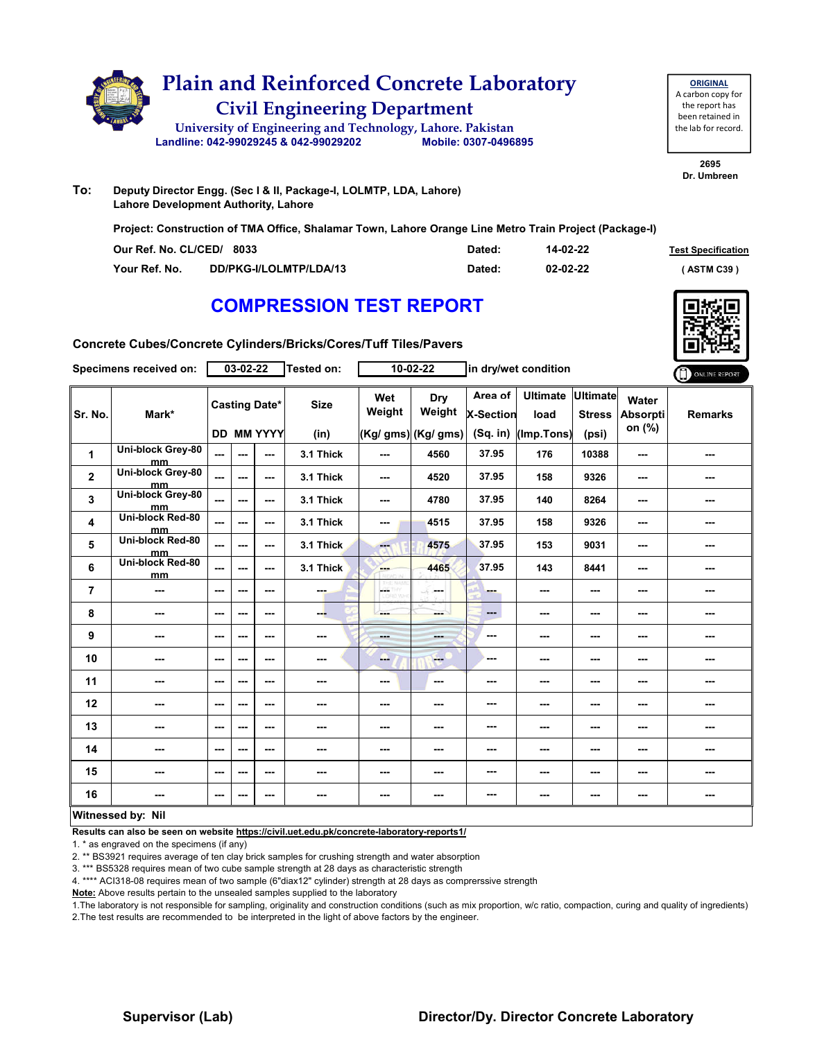# Plain and Reinforced Concrete Laboratory

## Civil Engineering Department

University of Engineering and Technology, Lahore. Pakistan

Landline: 042-99029245 & 042-99029202 Mobile: 0307-0496895

**ORIGINAL**
A carbon copy for the report has been retained in the lab for record.

2695
Dr. Umbreen

**To:** Deputy Director Engg. (Sec I & II, Package-I, LOLMTP, LDA, Lahore)
Lahore Development Authority, Lahore

**Project:** Construction of TMA Office, Shalamar Town, Lahore Orange Line Metro Train Project (Package-I)

Our Ref. No. CL/CED/ 8033 Dated: 14-02-22

Your Ref. No. DD/PKG-I/LOLMTP/LDA/13 Dated: 02-02-22

Test Specification (ASTM C39)

# COMPRESSION TEST REPORT

**Concrete Cubes/Concrete Cylinders/Bricks/Cores/Tuff Tiles/Pavers**

Specimens received on: 03-02-22 Tested on: 10-02-22 in dry/wet condition

| Sr. No. | Mark* | Casting Date* DD | MM | YYYY | Size (in) | Wet Weight (Kg/ gms) | Dry Weight (Kg/ gms) | Area of X-Section (Sq. in) | Ultimate load (Imp.Tons) | Ultimate Stress (psi) | Water Absorption (%) | Remarks |
|---|---|---|---|---|---|---|---|---|---|---|---|---|
| 1 | Uni-block Grey-80 mm | --- | --- | --- | 3.1 Thick | --- | 4560 | 37.95 | 176 | 10388 | --- | --- |
| 2 | Uni-block Grey-80 mm | --- | --- | --- | 3.1 Thick | --- | 4520 | 37.95 | 158 | 9326 | --- | --- |
| 3 | Uni-block Grey-80 mm | --- | --- | --- | 3.1 Thick | --- | 4780 | 37.95 | 140 | 8264 | --- | --- |
| 4 | Uni-block Red-80 mm | --- | --- | --- | 3.1 Thick | --- | 4515 | 37.95 | 158 | 9326 | --- | --- |
| 5 | Uni-block Red-80 mm | --- | --- | --- | 3.1 Thick | --- | 4575 | 37.95 | 153 | 9031 | --- | --- |
| 6 | Uni-block Red-80 mm | --- | --- | --- | 3.1 Thick | --- | 4465 | 37.95 | 143 | 8441 | --- | --- |
| 7 | --- | --- | --- | --- | --- | --- | --- | --- | --- | --- | --- | --- |
| 8 | --- | --- | --- | --- | --- | --- | --- | --- | --- | --- | --- | --- |
| 9 | --- | --- | --- | --- | --- | --- | --- | --- | --- | --- | --- | --- |
| 10 | --- | --- | --- | --- | --- | --- | --- | --- | --- | --- | --- | --- |
| 11 | --- | --- | --- | --- | --- | --- | --- | --- | --- | --- | --- | --- |
| 12 | --- | --- | --- | --- | --- | --- | --- | --- | --- | --- | --- | --- |
| 13 | --- | --- | --- | --- | --- | --- | --- | --- | --- | --- | --- | --- |
| 14 | --- | --- | --- | --- | --- | --- | --- | --- | --- | --- | --- | --- |
| 15 | --- | --- | --- | --- | --- | --- | --- | --- | --- | --- | --- | --- |
| 16 | --- | --- | --- | --- | --- | --- | --- | --- | --- | --- | --- | --- |

**Witnessed by: Nil**

**Results can also be seen on website https://civil.uet.edu.pk/concrete-laboratory-reports1/**

1. * as engraved on the specimens (if any)
2. ** BS3921 requires average of ten clay brick samples for crushing strength and water absorption
3. *** BS5328 requires mean of two cube sample strength at 28 days as characteristic strength
4. **** ACI318-08 requires mean of two sample (6"diax12" cylinder) strength at 28 days as comprerssive strength

**Note:** Above results pertain to the unsealed samples supplied to the laboratory

1.The laboratory is not responsible for sampling, originality and construction conditions (such as mix proportion, w/c ratio, compaction, curing and quality of ingredients)
2.The test results are recommended to be interpreted in the light of above factors by the engineer.

**Supervisor (Lab)** **Director/Dy. Director Concrete Laboratory**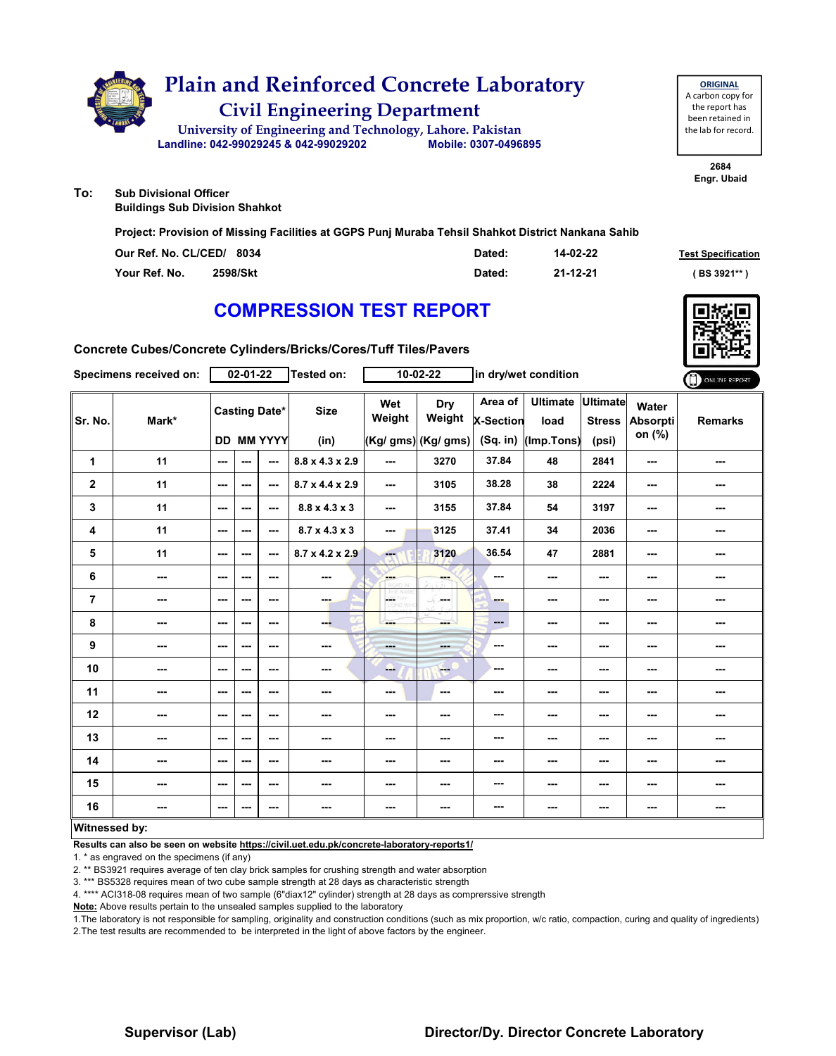# Plain and Reinforced Concrete Laboratory

## Civil Engineering Department

University of Engineering and Technology, Lahore. Pakistan

Landline: 042-99029245 & 042-99029202 Mobile: 0307-0496895

**ORIGINAL**
A carbon copy for the report has been retained in the lab for record.

2684
Engr. Ubaid

**To:** Sub Divisional Officer
Buildings Sub Division Shahkot

**Project: Provision of Missing Facilities at GGPS Punj Muraba Tehsil Shahkot District Nankana Sahib**

| | | | |
|---|---|---|---|
| Our Ref. No. CL/CED/ | 8034 | Dated: | 14-02-22 |
| Your Ref. No. | 2598/Skt | Dated: | 21-12-21 |

Test Specification
( BS 3921** )

# COMPRESSION TEST REPORT

**Concrete Cubes/Concrete Cylinders/Bricks/Cores/Tuff Tiles/Pavers**

**Specimens received on:** 02-01-22 **Tested on:** 10-02-22 **in dry/wet condition**

ONLINE REPORT

| Sr. No. | Mark* | Casting Date* DD | MM | YYYY | Size (in) | Wet Weight (Kg/ gms) | Dry Weight (Kg/ gms) | Area of X-Section (Sq. in) | Ultimate load (Imp.Tons) | Ultimate Stress (psi) | Water Absorption (%) | Remarks |
|---|---|---|---|---|---|---|---|---|---|---|---|---|
| 1 | 11 | --- | --- | --- | 8.8 x 4.3 x 2.9 | --- | 3270 | 37.84 | 48 | 2841 | --- | --- |
| 2 | 11 | --- | --- | --- | 8.7 x 4.4 x 2.9 | --- | 3105 | 38.28 | 38 | 2224 | --- | --- |
| 3 | 11 | --- | --- | --- | 8.8 x 4.3 x 3 | --- | 3155 | 37.84 | 54 | 3197 | --- | --- |
| 4 | 11 | --- | --- | --- | 8.7 x 4.3 x 3 | --- | 3125 | 37.41 | 34 | 2036 | --- | --- |
| 5 | 11 | --- | --- | --- | 8.7 x 4.2 x 2.9 | --- | 3120 | 36.54 | 47 | 2881 | --- | --- |
| 6 | --- | --- | --- | --- | --- | --- | --- | --- | --- | --- | --- | --- |
| 7 | --- | --- | --- | --- | --- | --- | --- | --- | --- | --- | --- | --- |
| 8 | --- | --- | --- | --- | --- | --- | --- | --- | --- | --- | --- | --- |
| 9 | --- | --- | --- | --- | --- | --- | --- | --- | --- | --- | --- | --- |
| 10 | --- | --- | --- | --- | --- | --- | --- | --- | --- | --- | --- | --- |
| 11 | --- | --- | --- | --- | --- | --- | --- | --- | --- | --- | --- | --- |
| 12 | --- | --- | --- | --- | --- | --- | --- | --- | --- | --- | --- | --- |
| 13 | --- | --- | --- | --- | --- | --- | --- | --- | --- | --- | --- | --- |
| 14 | --- | --- | --- | --- | --- | --- | --- | --- | --- | --- | --- | --- |
| 15 | --- | --- | --- | --- | --- | --- | --- | --- | --- | --- | --- | --- |
| 16 | --- | --- | --- | --- | --- | --- | --- | --- | --- | --- | --- | --- |

**Witnessed by:**

**Results can also be seen on website https://civil.uet.edu.pk/concrete-laboratory-reports1/**

1. * as engraved on the specimens (if any)
2. ** BS3921 requires average of ten clay brick samples for crushing strength and water absorption
3. *** BS5328 requires mean of two cube sample strength at 28 days as characteristic strength
4. **** ACI318-08 requires mean of two sample (6"diax12" cylinder) strength at 28 days as comprerssive strength

**Note:** Above results pertain to the unsealed samples supplied to the laboratory

1.The laboratory is not responsible for sampling, originality and construction conditions (such as mix proportion, w/c ratio, compaction, curing and quality of ingredients)
2.The test results are recommended to be interpreted in the light of above factors by the engineer.

**Supervisor (Lab)** **Director/Dy. Director Concrete Laboratory**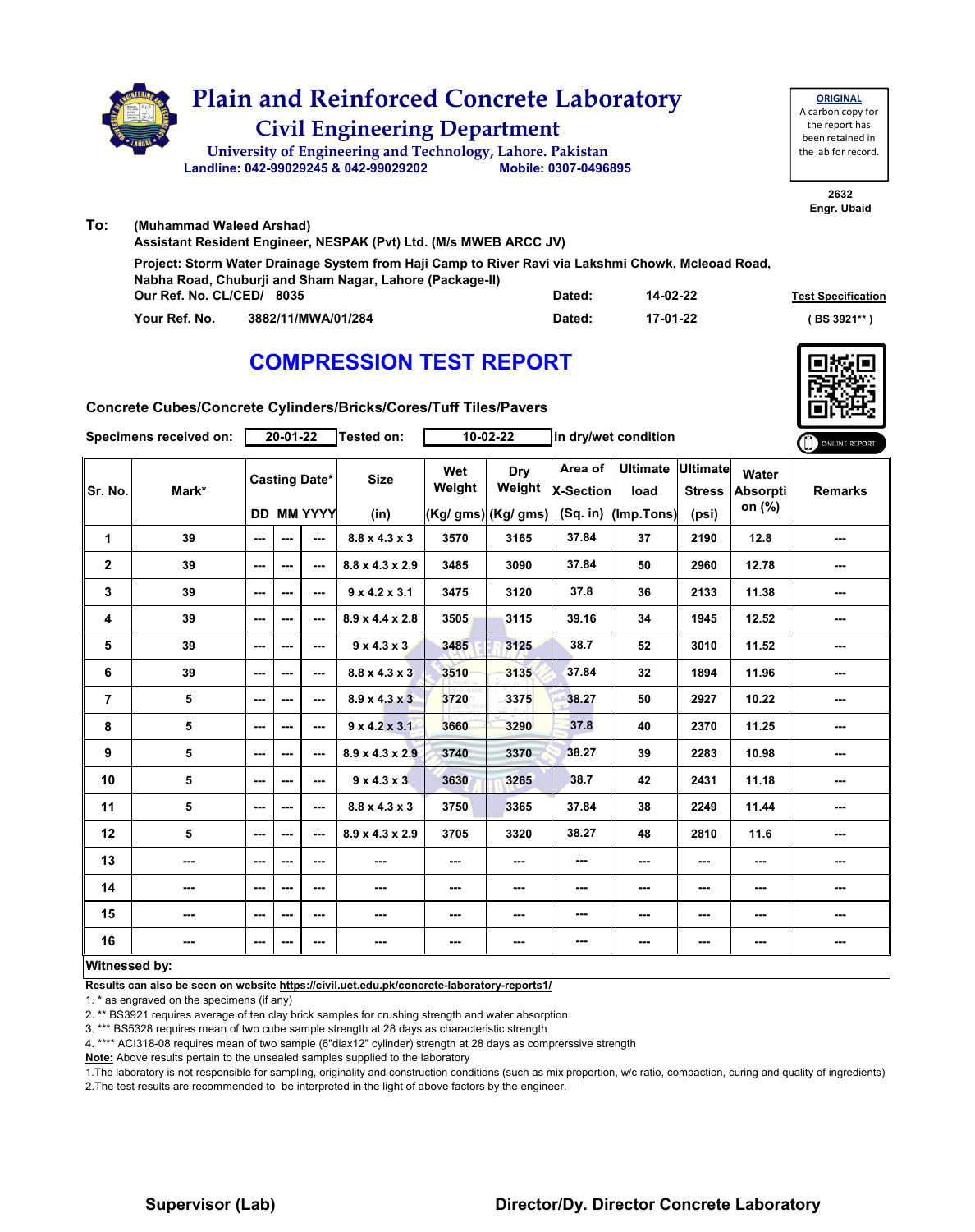# Plain and Reinforced Concrete Laboratory

## Civil Engineering Department

University of Engineering and Technology, Lahore. Pakistan

Landline: 042-99029245 & 042-99029202 Mobile: 0307-0496895

**ORIGINAL**
A carbon copy for the report has been retained in the lab for record.

2632
Engr. Ubaid

**To:** (Muhammad Waleed Arshad)
Assistant Resident Engineer, NESPAK (Pvt) Ltd. (M/s MWEB ARCC JV)

Project: Storm Water Drainage System from Haji Camp to River Ravi via Lakshmi Chowk, Mcleoad Road, Nabha Road, Chuburji and Sham Nagar, Lahore (Package-II)

Our Ref. No. CL/CED/ 8035 Dated: 14-02-22

Your Ref. No. 3882/11/MWA/01/284 Dated: 17-01-22

Test Specification ( BS 3921** )

# COMPRESSION TEST REPORT

**Concrete Cubes/Concrete Cylinders/Bricks/Cores/Tuff Tiles/Pavers**

Specimens received on: 20-01-22 Tested on: 10-02-22 in dry/wet condition

| Sr. No. | Mark* | Casting Date* DD | MM | YYYY | Size (in) | Wet Weight (Kg/ gms) | Dry Weight (Kg/ gms) | Area of X-Section (Sq. in) | Ultimate load (Imp.Tons) | Ultimate Stress (psi) | Water Absorption (%) | Remarks |
|---|---|---|---|---|---|---|---|---|---|---|---|---|
| 1 | 39 | --- | --- | --- | 8.8 x 4.3 x 3 | 3570 | 3165 | 37.84 | 37 | 2190 | 12.8 | --- |
| 2 | 39 | --- | --- | --- | 8.8 x 4.3 x 2.9 | 3485 | 3090 | 37.84 | 50 | 2960 | 12.78 | --- |
| 3 | 39 | --- | --- | --- | 9 x 4.2 x 3.1 | 3475 | 3120 | 37.8 | 36 | 2133 | 11.38 | --- |
| 4 | 39 | --- | --- | --- | 8.9 x 4.4 x 2.8 | 3505 | 3115 | 39.16 | 34 | 1945 | 12.52 | --- |
| 5 | 39 | --- | --- | --- | 9 x 4.3 x 3 | 3485 | 3125 | 38.7 | 52 | 3010 | 11.52 | --- |
| 6 | 39 | --- | --- | --- | 8.8 x 4.3 x 3 | 3510 | 3135 | 37.84 | 32 | 1894 | 11.96 | --- |
| 7 | 5 | --- | --- | --- | 8.9 x 4.3 x 3 | 3720 | 3375 | 38.27 | 50 | 2927 | 10.22 | --- |
| 8 | 5 | --- | --- | --- | 9 x 4.2 x 3.1 | 3660 | 3290 | 37.8 | 40 | 2370 | 11.25 | --- |
| 9 | 5 | --- | --- | --- | 8.9 x 4.3 x 2.9 | 3740 | 3370 | 38.27 | 39 | 2283 | 10.98 | --- |
| 10 | 5 | --- | --- | --- | 9 x 4.3 x 3 | 3630 | 3265 | 38.7 | 42 | 2431 | 11.18 | --- |
| 11 | 5 | --- | --- | --- | 8.8 x 4.3 x 3 | 3750 | 3365 | 37.84 | 38 | 2249 | 11.44 | --- |
| 12 | 5 | --- | --- | --- | 8.9 x 4.3 x 2.9 | 3705 | 3320 | 38.27 | 48 | 2810 | 11.6 | --- |
| 13 | --- | --- | --- | --- | --- | --- | --- | --- | --- | --- | --- | --- |
| 14 | --- | --- | --- | --- | --- | --- | --- | --- | --- | --- | --- | --- |
| 15 | --- | --- | --- | --- | --- | --- | --- | --- | --- | --- | --- | --- |
| 16 | --- | --- | --- | --- | --- | --- | --- | --- | --- | --- | --- | --- |

**Witnessed by:**

**Results can also be seen on website https://civil.uet.edu.pk/concrete-laboratory-reports1/**

1. * as engraved on the specimens (if any)
2. ** BS3921 requires average of ten clay brick samples for crushing strength and water absorption
3. *** BS5328 requires mean of two cube sample strength at 28 days as characteristic strength
4. **** ACI318-08 requires mean of two sample (6"diax12" cylinder) strength at 28 days as comprerssive strength

**Note:** Above results pertain to the unsealed samples supplied to the laboratory

1.The laboratory is not responsible for sampling, originality and construction conditions (such as mix proportion, w/c ratio, compaction, curing and quality of ingredients)
2.The test results are recommended to be interpreted in the light of above factors by the engineer.

**Supervisor (Lab)** **Director/Dy. Director Concrete Laboratory**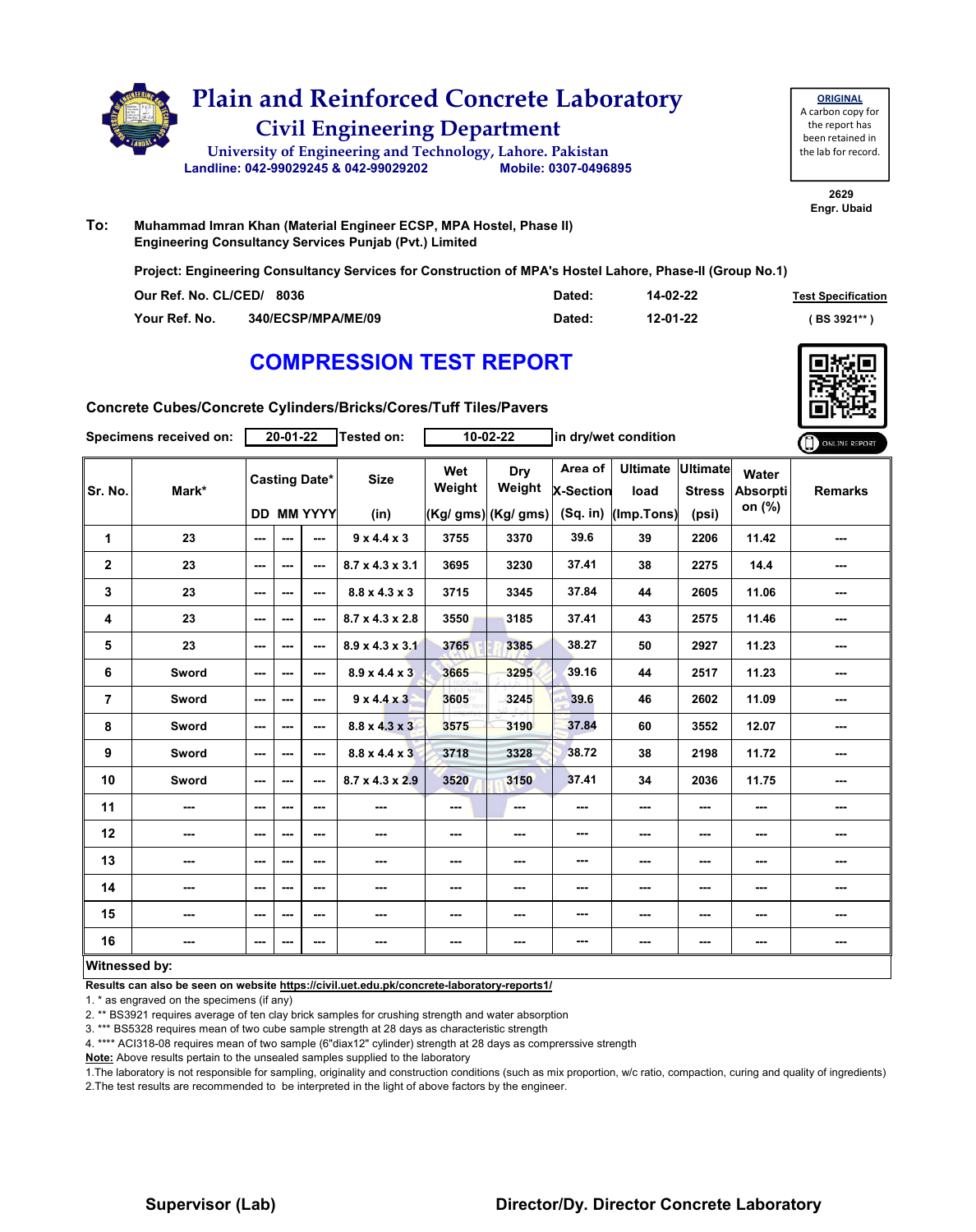# Plain and Reinforced Concrete Laboratory

## Civil Engineering Department

University of Engineering and Technology, Lahore. Pakistan

Landline: 042-99029245 & 042-99029202 Mobile: 0307-0496895

**ORIGINAL**
A carbon copy for the report has been retained in the lab for record.

2629
Engr. Ubaid

**To:** Muhammad Imran Khan (Material Engineer ECSP, MPA Hostel, Phase II)
Engineering Consultancy Services Punjab (Pvt.) Limited

**Project: Engineering Consultancy Services for Construction of MPA's Hostel Lahore, Phase-II (Group No.1)**

**Our Ref. No. CL/CED/ 8036** **Dated: 14-02-22** **Test Specification**

**Your Ref. No. 340/ECSP/MPA/ME/09** **Dated: 12-01-22** **( BS 3921** )**

# COMPRESSION TEST REPORT

**Concrete Cubes/Concrete Cylinders/Bricks/Cores/Tuff Tiles/Pavers**

**Specimens received on:** 20-01-22 **Tested on:** 10-02-22 **in dry/wet condition**

| Sr. No. | Mark* | Casting Date* | | | Size | Wet Weight | Dry Weight | Area of X-Section | Ultimate load | Ultimate Stress | Water Absorption (%) | Remarks |
|---|---|---|---|---|---|---|---|---|---|---|---|---|
| | | DD | MM | YYYY | (in) | (Kg/ gms) | (Kg/ gms) | (Sq. in) | (Imp.Tons) | (psi) | | |
| 1 | 23 | --- | --- | --- | 9 x 4.4 x 3 | 3755 | 3370 | 39.6 | 39 | 2206 | 11.42 | --- |
| 2 | 23 | --- | --- | --- | 8.7 x 4.3 x 3.1 | 3695 | 3230 | 37.41 | 38 | 2275 | 14.4 | --- |
| 3 | 23 | --- | --- | --- | 8.8 x 4.3 x 3 | 3715 | 3345 | 37.84 | 44 | 2605 | 11.06 | --- |
| 4 | 23 | --- | --- | --- | 8.7 x 4.3 x 2.8 | 3550 | 3185 | 37.41 | 43 | 2575 | 11.46 | --- |
| 5 | 23 | --- | --- | --- | 8.9 x 4.3 x 3.1 | 3765 | 3385 | 38.27 | 50 | 2927 | 11.23 | --- |
| 6 | Sword | --- | --- | --- | 8.9 x 4.4 x 3 | 3665 | 3295 | 39.16 | 44 | 2517 | 11.23 | --- |
| 7 | Sword | --- | --- | --- | 9 x 4.4 x 3 | 3605 | 3245 | 39.6 | 46 | 2602 | 11.09 | --- |
| 8 | Sword | --- | --- | --- | 8.8 x 4.3 x 3 | 3575 | 3190 | 37.84 | 60 | 3552 | 12.07 | --- |
| 9 | Sword | --- | --- | --- | 8.8 x 4.4 x 3 | 3718 | 3328 | 38.72 | 38 | 2198 | 11.72 | --- |
| 10 | Sword | --- | --- | --- | 8.7 x 4.3 x 2.9 | 3520 | 3150 | 37.41 | 34 | 2036 | 11.75 | --- |
| 11 | --- | --- | --- | --- | --- | --- | --- | --- | --- | --- | --- | --- |
| 12 | --- | --- | --- | --- | --- | --- | --- | --- | --- | --- | --- | --- |
| 13 | --- | --- | --- | --- | --- | --- | --- | --- | --- | --- | --- | --- |
| 14 | --- | --- | --- | --- | --- | --- | --- | --- | --- | --- | --- | --- |
| 15 | --- | --- | --- | --- | --- | --- | --- | --- | --- | --- | --- | --- |
| 16 | --- | --- | --- | --- | --- | --- | --- | --- | --- | --- | --- | --- |

**Witnessed by:**

**Results can also be seen on website https://civil.uet.edu.pk/concrete-laboratory-reports1/**

1. * as engraved on the specimens (if any)
2. ** BS3921 requires average of ten clay brick samples for crushing strength and water absorption
3. *** BS5328 requires mean of two cube sample strength at 28 days as characteristic strength
4. **** ACI318-08 requires mean of two sample (6"diax12" cylinder) strength at 28 days as comprerssive strength

**Note:** Above results pertain to the unsealed samples supplied to the laboratory

1.The laboratory is not responsible for sampling, originality and construction conditions (such as mix proportion, w/c ratio, compaction, curing and quality of ingredients)
2.The test results are recommended to be interpreted in the light of above factors by the engineer.

**Supervisor (Lab)** **Director/Dy. Director Concrete Laboratory**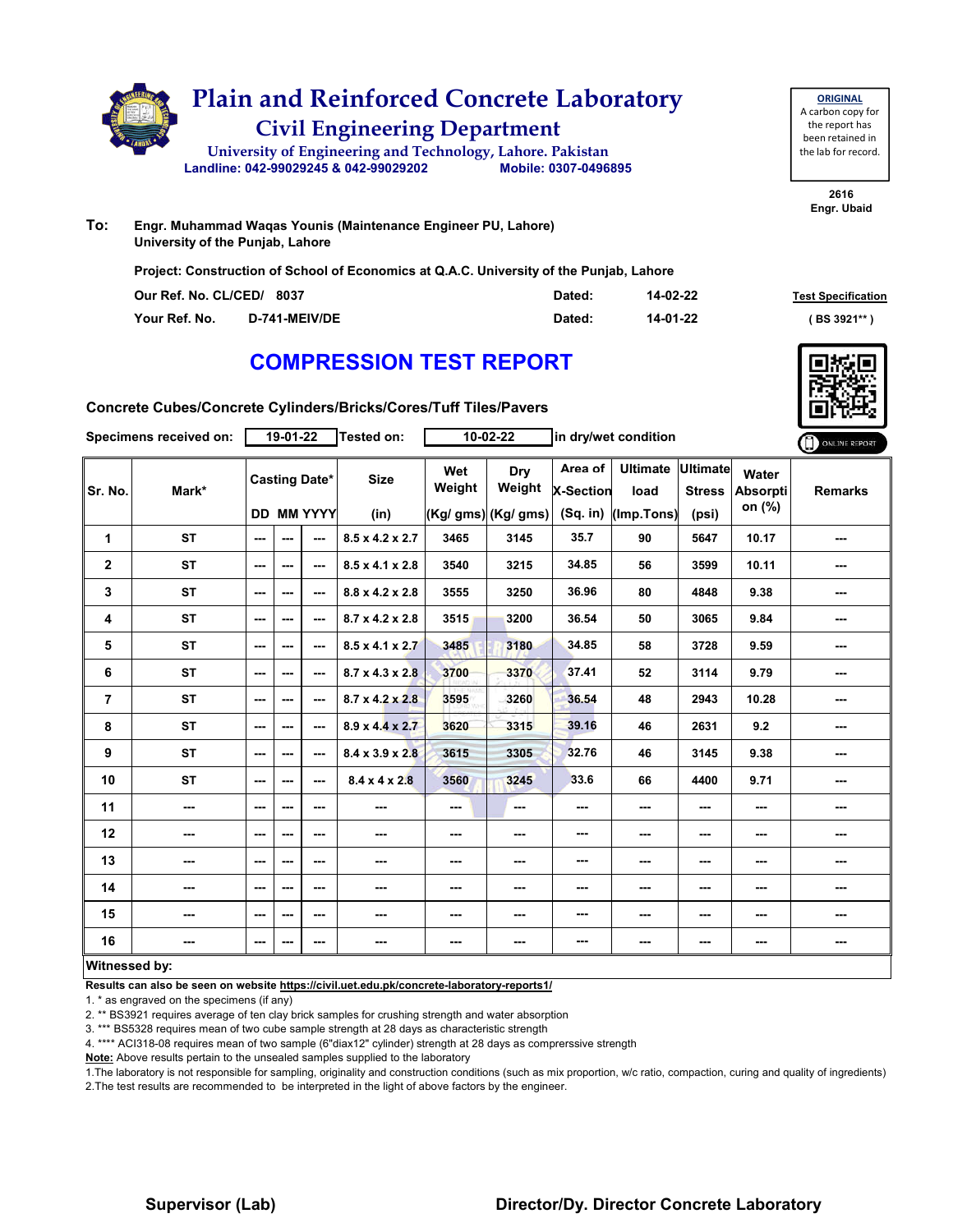# Plain and Reinforced Concrete Laboratory

## Civil Engineering Department

University of Engineering and Technology, Lahore. Pakistan

Landline: 042-99029245 & 042-99029202 Mobile: 0307-0496895

**ORIGINAL**
A carbon copy for the report has been retained in the lab for record.

2616
Engr. Ubaid

**To:** Engr. Muhammad Waqas Younis (Maintenance Engineer PU, Lahore)
University of the Punjab, Lahore

**Project: Construction of School of Economics at Q.A.C. University of the Punjab, Lahore**

| | | | |
|---|---|---|---|
| **Our Ref. No. CL/CED/ 8037** | **Dated:** | **14-02-22** | **Test Specification** |
| **Your Ref. No. D-741-MEIV/DE** | **Dated:** | **14-01-22** | **( BS 3921** )** |

# COMPRESSION TEST REPORT

**Concrete Cubes/Concrete Cylinders/Bricks/Cores/Tuff Tiles/Pavers**

**Specimens received on:** 19-01-22 **Tested on:** 10-02-22 **in dry/wet condition**

| Sr. No. | Mark* | Casting Date* | | | Size | Wet Weight | Dry Weight | Area of X-Section | Ultimate load | Ultimate Stress | Water Absorption (%) | Remarks |
|---|---|---|---|---|---|---|---|---|---|---|---|---|
| | | DD | MM | YYYY | (in) | (Kg/ gms) | (Kg/ gms) | (Sq. in) | (Imp.Tons) | (psi) | | |
| 1 | ST | --- | --- | --- | 8.5 x 4.2 x 2.7 | 3465 | 3145 | 35.7 | 90 | 5647 | 10.17 | --- |
| 2 | ST | --- | --- | --- | 8.5 x 4.1 x 2.8 | 3540 | 3215 | 34.85 | 56 | 3599 | 10.11 | --- |
| 3 | ST | --- | --- | --- | 8.8 x 4.2 x 2.8 | 3555 | 3250 | 36.96 | 80 | 4848 | 9.38 | --- |
| 4 | ST | --- | --- | --- | 8.7 x 4.2 x 2.8 | 3515 | 3200 | 36.54 | 50 | 3065 | 9.84 | --- |
| 5 | ST | --- | --- | --- | 8.5 x 4.1 x 2.7 | 3485 | 3180 | 34.85 | 58 | 3728 | 9.59 | --- |
| 6 | ST | --- | --- | --- | 8.7 x 4.3 x 2.8 | 3700 | 3370 | 37.41 | 52 | 3114 | 9.79 | --- |
| 7 | ST | --- | --- | --- | 8.7 x 4.2 x 2.8 | 3595 | 3260 | 36.54 | 48 | 2943 | 10.28 | --- |
| 8 | ST | --- | --- | --- | 8.9 x 4.4 x 2.7 | 3620 | 3315 | 39.16 | 46 | 2631 | 9.2 | --- |
| 9 | ST | --- | --- | --- | 8.4 x 3.9 x 2.8 | 3615 | 3305 | 32.76 | 46 | 3145 | 9.38 | --- |
| 10 | ST | --- | --- | --- | 8.4 x 4 x 2.8 | 3560 | 3245 | 33.6 | 66 | 4400 | 9.71 | --- |
| 11 | --- | --- | --- | --- | --- | --- | --- | --- | --- | --- | --- | --- |
| 12 | --- | --- | --- | --- | --- | --- | --- | --- | --- | --- | --- | --- |
| 13 | --- | --- | --- | --- | --- | --- | --- | --- | --- | --- | --- | --- |
| 14 | --- | --- | --- | --- | --- | --- | --- | --- | --- | --- | --- | --- |
| 15 | --- | --- | --- | --- | --- | --- | --- | --- | --- | --- | --- | --- |
| 16 | --- | --- | --- | --- | --- | --- | --- | --- | --- | --- | --- | --- |

**Witnessed by:**

**Results can also be seen on website https://civil.uet.edu.pk/concrete-laboratory-reports1/**

1. * as engraved on the specimens (if any)
2. ** BS3921 requires average of ten clay brick samples for crushing strength and water absorption
3. *** BS5328 requires mean of two cube sample strength at 28 days as characteristic strength
4. **** ACI318-08 requires mean of two sample (6"diax12" cylinder) strength at 28 days as comprerssive strength

**Note:** Above results pertain to the unsealed samples supplied to the laboratory

1.The laboratory is not responsible for sampling, originality and construction conditions (such as mix proportion, w/c ratio, compaction, curing and quality of ingredients)
2.The test results are recommended to be interpreted in the light of above factors by the engineer.

**Supervisor (Lab)** **Director/Dy. Director Concrete Laboratory**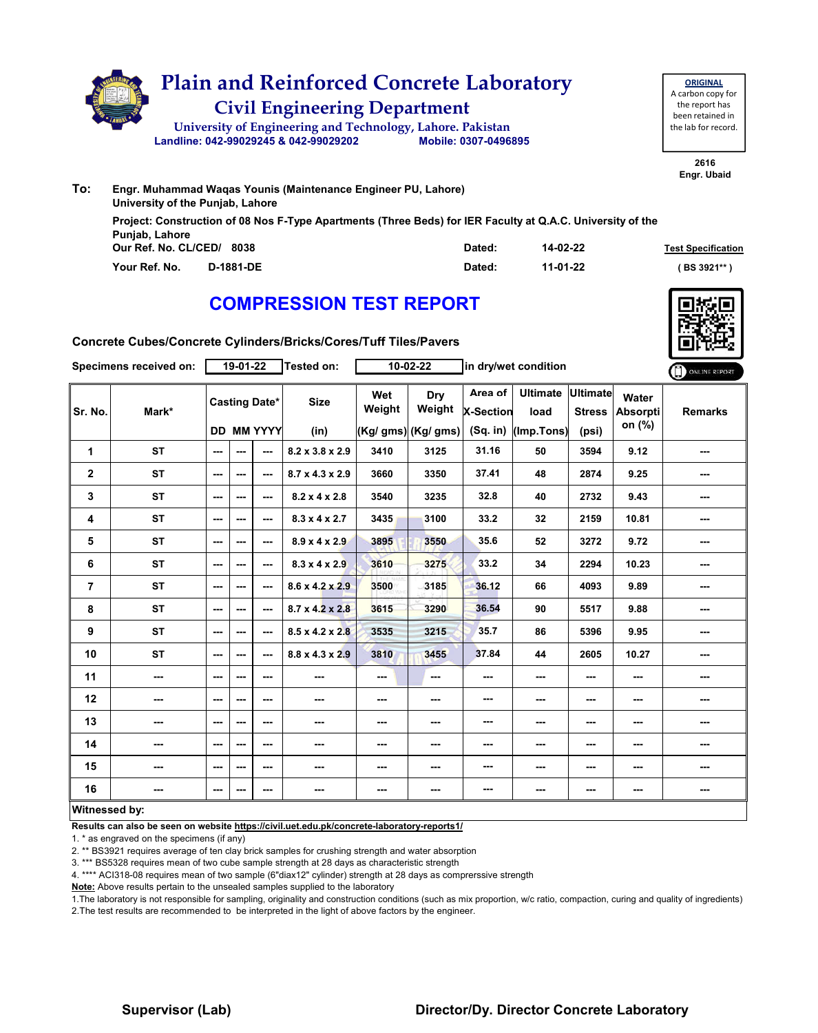# Plain and Reinforced Concrete Laboratory

## Civil Engineering Department

University of Engineering and Technology, Lahore. Pakistan

Landline: 042-99029245 & 042-99029202 Mobile: 0307-0496895

**ORIGINAL**
A carbon copy for the report has been retained in the lab for record.

2616
Engr. Ubaid

**To:** Engr. Muhammad Waqas Younis (Maintenance Engineer PU, Lahore)
University of the Punjab, Lahore

Project: Construction of 08 Nos F-Type Apartments (Three Beds) for IER Faculty at Q.A.C. University of the Punjab, Lahore

Our Ref. No. CL/CED/ 8038 Dated: 14-02-22

Your Ref. No. D-1881-DE Dated: 11-01-22

Test Specification ( BS 3921** )

# COMPRESSION TEST REPORT

Concrete Cubes/Concrete Cylinders/Bricks/Cores/Tuff Tiles/Pavers

Specimens received on: 19-01-22 Tested on: 10-02-22 in dry/wet condition

| Sr. No. | Mark* | Casting Date* | | | Size | Wet Weight | Dry Weight | Area of X-Section | Ultimate load | Ultimate Stress | Water Absorption (%) | Remarks |
|---|---|---|---|---|---|---|---|---|---|---|---|---|
| | | DD | MM | YYYY | (in) | (Kg/ gms) | (Kg/ gms) | (Sq. in) | (Imp.Tons) | (psi) | | |
| 1 | ST | --- | --- | --- | 8.2 x 3.8 x 2.9 | 3410 | 3125 | 31.16 | 50 | 3594 | 9.12 | --- |
| 2 | ST | --- | --- | --- | 8.7 x 4.3 x 2.9 | 3660 | 3350 | 37.41 | 48 | 2874 | 9.25 | --- |
| 3 | ST | --- | --- | --- | 8.2 x 4 x 2.8 | 3540 | 3235 | 32.8 | 40 | 2732 | 9.43 | --- |
| 4 | ST | --- | --- | --- | 8.3 x 4 x 2.7 | 3435 | 3100 | 33.2 | 32 | 2159 | 10.81 | --- |
| 5 | ST | --- | --- | --- | 8.9 x 4 x 2.9 | 3895 | 3550 | 35.6 | 52 | 3272 | 9.72 | --- |
| 6 | ST | --- | --- | --- | 8.3 x 4 x 2.9 | 3610 | 3275 | 33.2 | 34 | 2294 | 10.23 | --- |
| 7 | ST | --- | --- | --- | 8.6 x 4.2 x 2.9 | 3500 | 3185 | 36.12 | 66 | 4093 | 9.89 | --- |
| 8 | ST | --- | --- | --- | 8.7 x 4.2 x 2.8 | 3615 | 3290 | 36.54 | 90 | 5517 | 9.88 | --- |
| 9 | ST | --- | --- | --- | 8.5 x 4.2 x 2.8 | 3535 | 3215 | 35.7 | 86 | 5396 | 9.95 | --- |
| 10 | ST | --- | --- | --- | 8.8 x 4.3 x 2.9 | 3810 | 3455 | 37.84 | 44 | 2605 | 10.27 | --- |
| 11 | --- | --- | --- | --- | --- | --- | --- | --- | --- | --- | --- | --- |
| 12 | --- | --- | --- | --- | --- | --- | --- | --- | --- | --- | --- | --- |
| 13 | --- | --- | --- | --- | --- | --- | --- | --- | --- | --- | --- | --- |
| 14 | --- | --- | --- | --- | --- | --- | --- | --- | --- | --- | --- | --- |
| 15 | --- | --- | --- | --- | --- | --- | --- | --- | --- | --- | --- | --- |
| 16 | --- | --- | --- | --- | --- | --- | --- | --- | --- | --- | --- | --- |

**Witnessed by:**

Results can also be seen on website https://civil.uet.edu.pk/concrete-laboratory-reports1/

1. * as engraved on the specimens (if any)
2. ** BS3921 requires average of ten clay brick samples for crushing strength and water absorption
3. *** BS5328 requires mean of two cube sample strength at 28 days as characteristic strength
4. **** ACI318-08 requires mean of two sample (6"diax12" cylinder) strength at 28 days as comprerssive strength

**Note:** Above results pertain to the unsealed samples supplied to the laboratory

1.The laboratory is not responsible for sampling, originality and construction conditions (such as mix proportion, w/c ratio, compaction, curing and quality of ingredients)
2.The test results are recommended to be interpreted in the light of above factors by the engineer.

**Supervisor (Lab)** **Director/Dy. Director Concrete Laboratory**